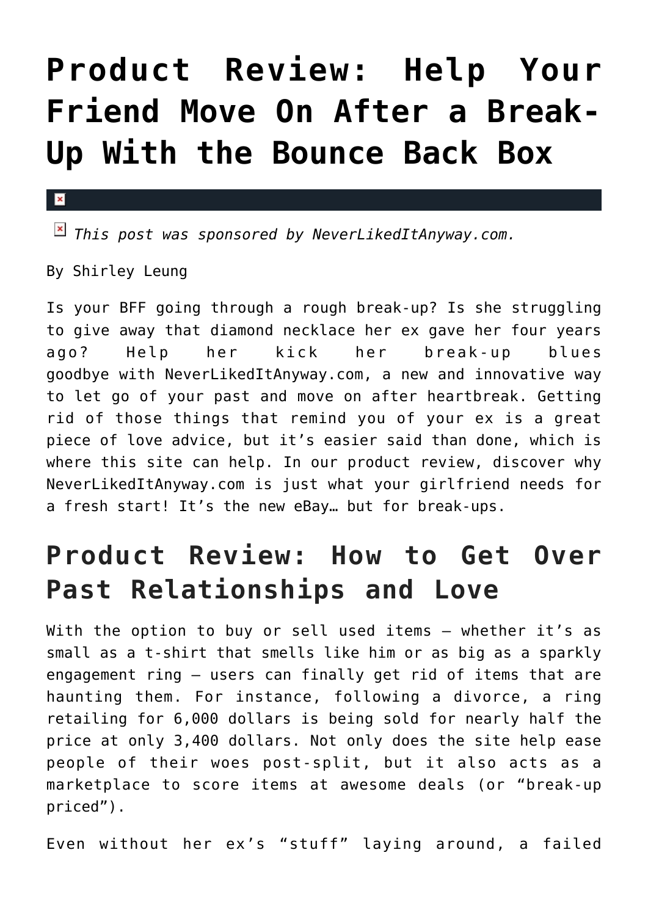# Product Review: Help Your Friend Move On After a Break-Up With the Bounce Back Box

*This post was sponsored by NeverLikedItAnyway.com.*

By Shirley Leung

Is your BFF going through a rough break-up? Is she struggling to give away that diamond necklace her ex gave her four years ago? Help her kick her break-up blues goodbye with NeverLikedItAnyway.com, a new and innovative way to let go of your past and move on after heartbreak. Getting rid of those things that remind you of your ex is a great piece of love advice, but it's easier said than done, which is where this site can help. In our product review, discover why NeverLikedItAnyway.com is just what your girlfriend needs for a fresh start! It's the new eBay… but for break-ups.

## Product Review: How to Get Over Past Relationships and Love

With the option to buy or sell used items – whether it's as small as a t-shirt that smells like him or as big as a sparkly engagement ring – users can finally get rid of items that are haunting them. For instance, following a divorce, a ring retailing for 6,000 dollars is being sold for nearly half the price at only 3,400 dollars. Not only does the site help ease people of their woes post-split, but it also acts as a marketplace to score items at awesome deals (or "break-up priced").

Even without her ex's "stuff" laying around, a failed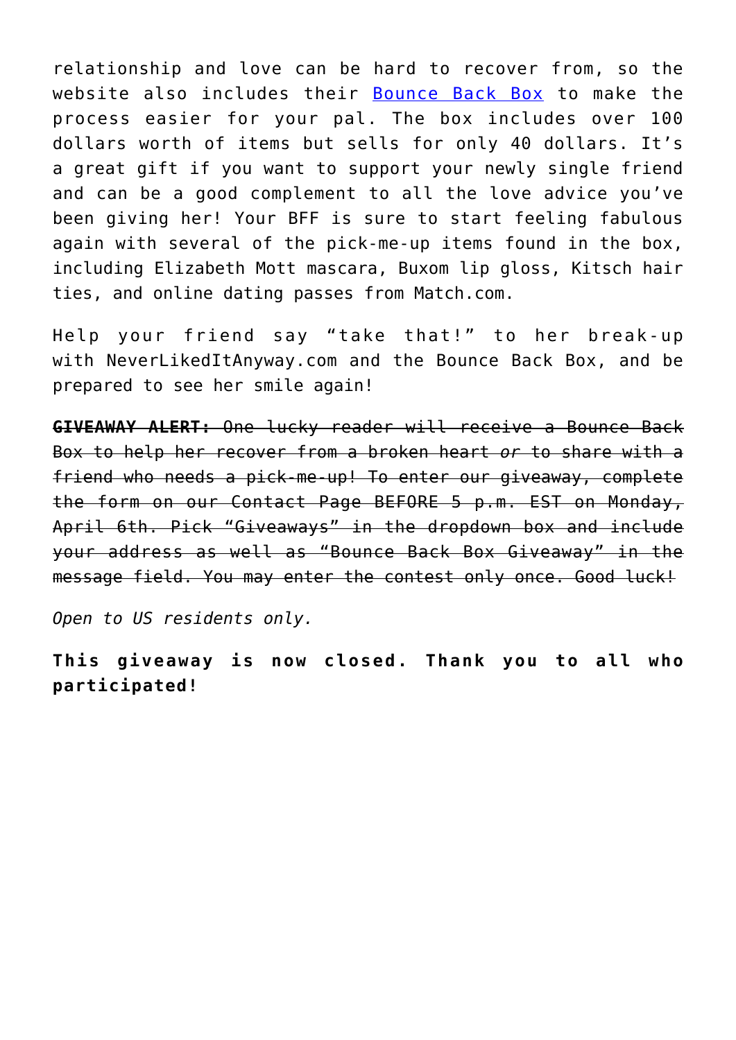relationship and love can be hard to recover from, so the website also includes their Bounce Back Box to make the process easier for your pal. The box includes over 100 dollars worth of items but sells for only 40 dollars. It's a great gift if you want to support your newly single friend and can be a good complement to all the love advice you've been giving her! Your BFF is sure to start feeling fabulous again with several of the pick-me-up items found in the box, including Elizabeth Mott mascara, Buxom lip gloss, Kitsch hair ties, and online dating passes from Match.com.

Help your friend say "take that!" to her break-up with NeverLikedItAnyway.com and the Bounce Back Box, and be prepared to see her smile again!

~~**GIVEAWAY ALERT:** One lucky reader will receive a Bounce Back Box to help her recover from a broken heart *or* to share with a friend who needs a pick-me-up! To enter our giveaway, complete the form on our Contact Page BEFORE 5 p.m. EST on Monday, April 6th. Pick "Giveaways" in the dropdown box and include your address as well as "Bounce Back Box Giveaway" in the message field. You may enter the contest only once. Good luck!~~

*Open to US residents only.*

**This giveaway is now closed. Thank you to all who participated!**